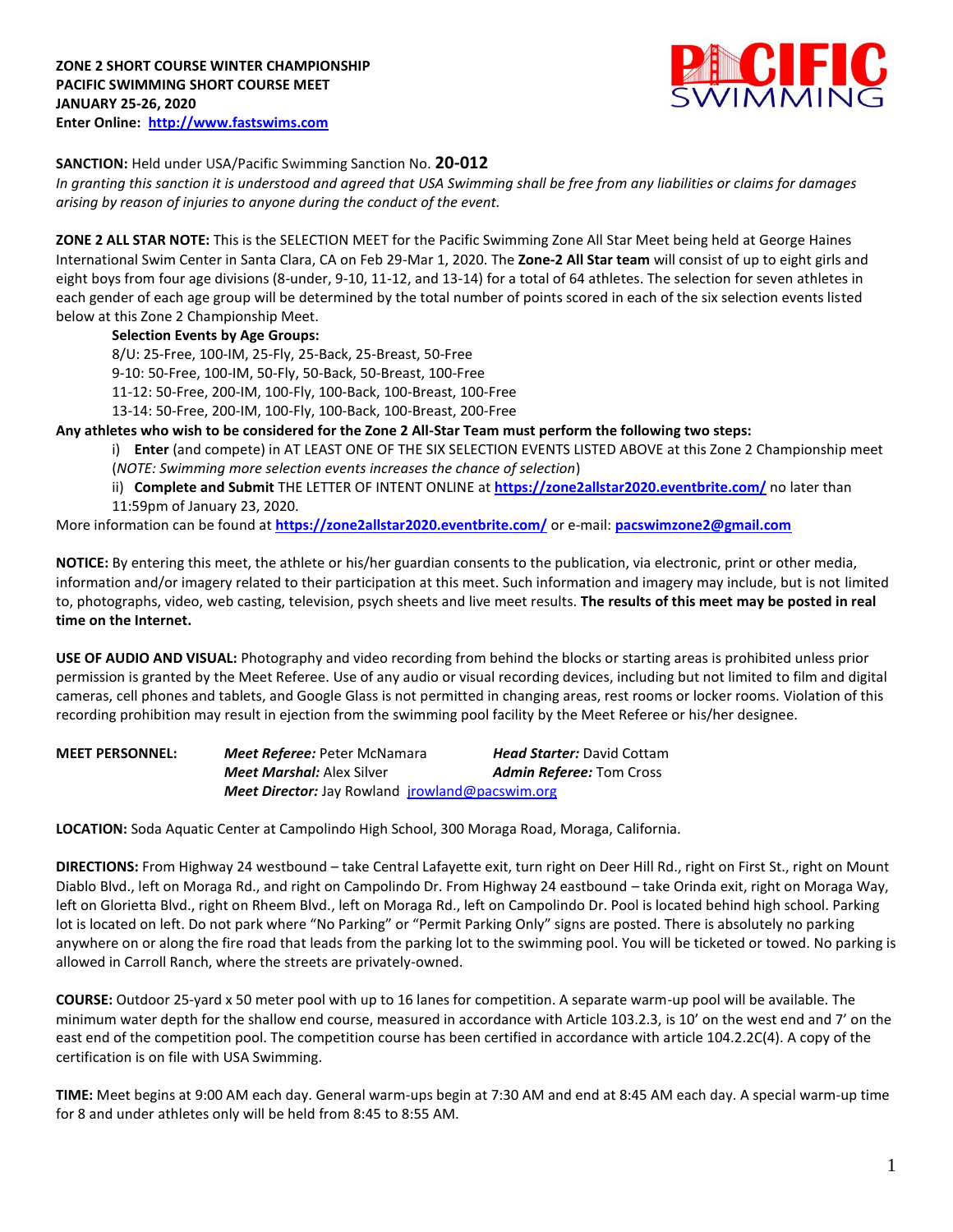**ZONE 2 SHORT COURSE WINTER CHAMPIONSHIP**
**PACIFIC SWIMMING SHORT COURSE MEET**
**JANUARY 25-26, 2020**
**Enter Online: http://www.fastswims.com**

**SANCTION:** Held under USA/Pacific Swimming Sanction No. **20-012**
*In granting this sanction it is understood and agreed that USA Swimming shall be free from any liabilities or claims for damages arising by reason of injuries to anyone during the conduct of the event.*

**ZONE 2 ALL STAR NOTE:** This is the SELECTION MEET for the Pacific Swimming Zone All Star Meet being held at George Haines International Swim Center in Santa Clara, CA on Feb 29-Mar 1, 2020. The **Zone-2 All Star team** will consist of up to eight girls and eight boys from four age divisions (8-under, 9-10, 11-12, and 13-14) for a total of 64 athletes. The selection for seven athletes in each gender of each age group will be determined by the total number of points scored in each of the six selection events listed below at this Zone 2 Championship Meet.

**Selection Events by Age Groups:**
8/U: 25-Free, 100-IM, 25-Fly, 25-Back, 25-Breast, 50-Free
9-10: 50-Free, 100-IM, 50-Fly, 50-Back, 50-Breast, 100-Free
11-12: 50-Free, 200-IM, 100-Fly, 100-Back, 100-Breast, 100-Free
13-14: 50-Free, 200-IM, 100-Fly, 100-Back, 100-Breast, 200-Free

**Any athletes who wish to be considered for the Zone 2 All-Star Team must perform the following two steps:**

i) **Enter** (and compete) in AT LEAST ONE OF THE SIX SELECTION EVENTS LISTED ABOVE at this Zone 2 Championship meet (*NOTE: Swimming more selection events increases the chance of selection*)

ii) **Complete and Submit** THE LETTER OF INTENT ONLINE at **https://zone2allstar2020.eventbrite.com/** no later than 11:59pm of January 23, 2020.

More information can be found at **https://zone2allstar2020.eventbrite.com/** or e-mail: **pacswimzone2@gmail.com**

**NOTICE:** By entering this meet, the athlete or his/her guardian consents to the publication, via electronic, print or other media, information and/or imagery related to their participation at this meet. Such information and imagery may include, but is not limited to, photographs, video, web casting, television, psych sheets and live meet results. **The results of this meet may be posted in real time on the Internet.**

**USE OF AUDIO AND VISUAL:** Photography and video recording from behind the blocks or starting areas is prohibited unless prior permission is granted by the Meet Referee. Use of any audio or visual recording devices, including but not limited to film and digital cameras, cell phones and tablets, and Google Glass is not permitted in changing areas, rest rooms or locker rooms. Violation of this recording prohibition may result in ejection from the swimming pool facility by the Meet Referee or his/her designee.

**MEET PERSONNEL:**
***Meet Referee:*** Peter McNamara — ***Head Starter:*** David Cottam
***Meet Marshal:*** Alex Silver — ***Admin Referee:*** Tom Cross
***Meet Director:*** Jay Rowland jrowland@pacswim.org

**LOCATION:** Soda Aquatic Center at Campolindo High School, 300 Moraga Road, Moraga, California.

**DIRECTIONS:** From Highway 24 westbound – take Central Lafayette exit, turn right on Deer Hill Rd., right on First St., right on Mount Diablo Blvd., left on Moraga Rd., and right on Campolindo Dr. From Highway 24 eastbound – take Orinda exit, right on Moraga Way, left on Glorietta Blvd., right on Rheem Blvd., left on Moraga Rd., left on Campolindo Dr. Pool is located behind high school. Parking lot is located on left. Do not park where "No Parking" or "Permit Parking Only" signs are posted. There is absolutely no parking anywhere on or along the fire road that leads from the parking lot to the swimming pool. You will be ticketed or towed. No parking is allowed in Carroll Ranch, where the streets are privately-owned.

**COURSE:** Outdoor 25-yard x 50 meter pool with up to 16 lanes for competition. A separate warm-up pool will be available. The minimum water depth for the shallow end course, measured in accordance with Article 103.2.3, is 10' on the west end and 7' on the east end of the competition pool. The competition course has been certified in accordance with article 104.2.2C(4). A copy of the certification is on file with USA Swimming.

**TIME:** Meet begins at 9:00 AM each day. General warm-ups begin at 7:30 AM and end at 8:45 AM each day. A special warm-up time for 8 and under athletes only will be held from 8:45 to 8:55 AM.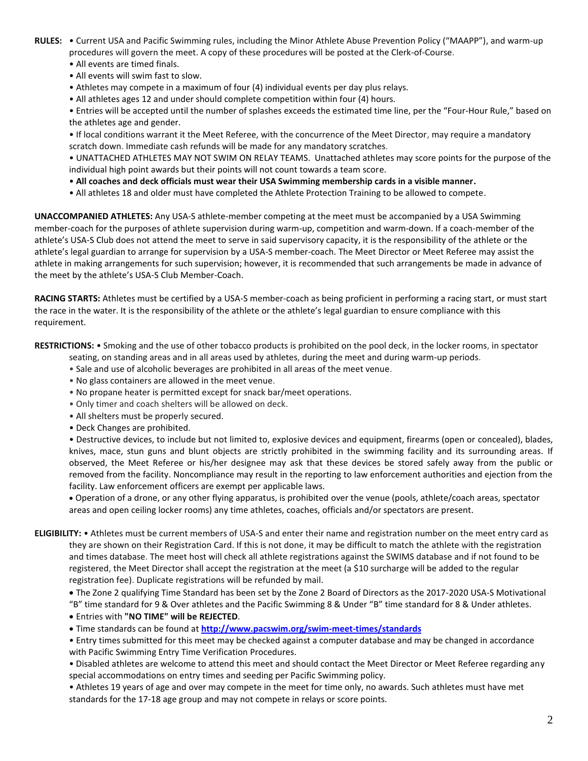**RULES:** • Current USA and Pacific Swimming rules, including the Minor Athlete Abuse Prevention Policy ("MAAPP"), and warm-up procedures will govern the meet. A copy of these procedures will be posted at the Clerk-of-Course.

• All events are timed finals.

• All events will swim fast to slow.

• Athletes may compete in a maximum of four (4) individual events per day plus relays.

• All athletes ages 12 and under should complete competition within four (4) hours.

• Entries will be accepted until the number of splashes exceeds the estimated time line, per the "Four-Hour Rule," based on the athletes age and gender.

• If local conditions warrant it the Meet Referee, with the concurrence of the Meet Director, may require a mandatory scratch down. Immediate cash refunds will be made for any mandatory scratches.

• UNATTACHED ATHLETES MAY NOT SWIM ON RELAY TEAMS. Unattached athletes may score points for the purpose of the individual high point awards but their points will not count towards a team score.

• **All coaches and deck officials must wear their USA Swimming membership cards in a visible manner.**

• All athletes 18 and older must have completed the Athlete Protection Training to be allowed to compete.

**UNACCOMPANIED ATHLETES:** Any USA-S athlete-member competing at the meet must be accompanied by a USA Swimming member-coach for the purposes of athlete supervision during warm-up, competition and warm-down. If a coach-member of the athlete's USA-S Club does not attend the meet to serve in said supervisory capacity, it is the responsibility of the athlete or the athlete's legal guardian to arrange for supervision by a USA-S member-coach. The Meet Director or Meet Referee may assist the athlete in making arrangements for such supervision; however, it is recommended that such arrangements be made in advance of the meet by the athlete's USA-S Club Member-Coach.

**RACING STARTS:** Athletes must be certified by a USA-S member-coach as being proficient in performing a racing start, or must start the race in the water. It is the responsibility of the athlete or the athlete's legal guardian to ensure compliance with this requirement.

**RESTRICTIONS:** • Smoking and the use of other tobacco products is prohibited on the pool deck, in the locker rooms, in spectator seating, on standing areas and in all areas used by athletes, during the meet and during warm-up periods.

• Sale and use of alcoholic beverages are prohibited in all areas of the meet venue.

• No glass containers are allowed in the meet venue.

• No propane heater is permitted except for snack bar/meet operations.

• Only timer and coach shelters will be allowed on deck.

• All shelters must be properly secured.

• Deck Changes are prohibited.

• Destructive devices, to include but not limited to, explosive devices and equipment, firearms (open or concealed), blades, knives, mace, stun guns and blunt objects are strictly prohibited in the swimming facility and its surrounding areas. If observed, the Meet Referee or his/her designee may ask that these devices be stored safely away from the public or removed from the facility. Noncompliance may result in the reporting to law enforcement authorities and ejection from the facility. Law enforcement officers are exempt per applicable laws.

• Operation of a drone, or any other flying apparatus, is prohibited over the venue (pools, athlete/coach areas, spectator areas and open ceiling locker rooms) any time athletes, coaches, officials and/or spectators are present.

**ELIGIBILITY:** • Athletes must be current members of USA-S and enter their name and registration number on the meet entry card as they are shown on their Registration Card. If this is not done, it may be difficult to match the athlete with the registration and times database. The meet host will check all athlete registrations against the SWIMS database and if not found to be registered, the Meet Director shall accept the registration at the meet (a $10 surcharge will be added to the regular registration fee). Duplicate registrations will be refunded by mail.

• The Zone 2 qualifying Time Standard has been set by the Zone 2 Board of Directors as the 2017-2020 USA-S Motivational "B" time standard for 9 & Over athletes and the Pacific Swimming 8 & Under "B" time standard for 8 & Under athletes.

• Entries with **"NO TIME" will be REJECTED**.

• Time standards can be found at **[http://www.pacswim.org/swim-meet-times/standards](http://www.pacswim.org/swim-meet-times/standards)**

• Entry times submitted for this meet may be checked against a computer database and may be changed in accordance with Pacific Swimming Entry Time Verification Procedures.

• Disabled athletes are welcome to attend this meet and should contact the Meet Director or Meet Referee regarding any special accommodations on entry times and seeding per Pacific Swimming policy.

• Athletes 19 years of age and over may compete in the meet for time only, no awards. Such athletes must have met standards for the 17-18 age group and may not compete in relays or score points.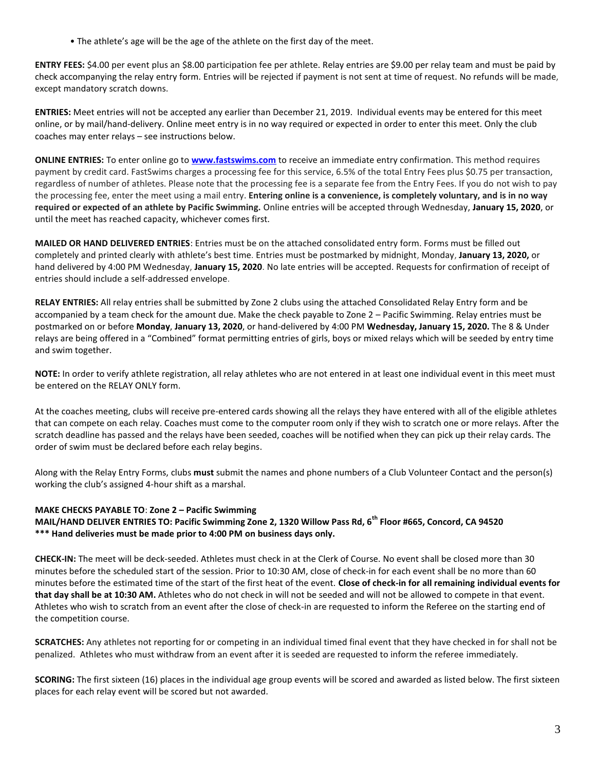- The athlete's age will be the age of the athlete on the first day of the meet.

**ENTRY FEES:** $4.00 per event plus an $8.00 participation fee per athlete. Relay entries are $9.00 per relay team and must be paid by check accompanying the relay entry form. Entries will be rejected if payment is not sent at time of request. No refunds will be made, except mandatory scratch downs.

**ENTRIES:** Meet entries will not be accepted any earlier than December 21, 2019. Individual events may be entered for this meet online, or by mail/hand-delivery. Online meet entry is in no way required or expected in order to enter this meet. Only the club coaches may enter relays – see instructions below.

**ONLINE ENTRIES:** To enter online go to **www.fastswims.com** to receive an immediate entry confirmation. This method requires payment by credit card. FastSwims charges a processing fee for this service, 6.5% of the total Entry Fees plus $0.75 per transaction, regardless of number of athletes. Please note that the processing fee is a separate fee from the Entry Fees. If you do not wish to pay the processing fee, enter the meet using a mail entry. **Entering online is a convenience, is completely voluntary, and is in no way required or expected of an athlete by Pacific Swimming.** Online entries will be accepted through Wednesday, **January 15, 2020**, or until the meet has reached capacity, whichever comes first.

**MAILED OR HAND DELIVERED ENTRIES**: Entries must be on the attached consolidated entry form. Forms must be filled out completely and printed clearly with athlete's best time. Entries must be postmarked by midnight, Monday, **January 13, 2020,** or hand delivered by 4:00 PM Wednesday, **January 15, 2020**. No late entries will be accepted. Requests for confirmation of receipt of entries should include a self-addressed envelope.

**RELAY ENTRIES:** All relay entries shall be submitted by Zone 2 clubs using the attached Consolidated Relay Entry form and be accompanied by a team check for the amount due. Make the check payable to Zone 2 – Pacific Swimming. Relay entries must be postmarked on or before **Monday**, **January 13, 2020**, or hand-delivered by 4:00 PM **Wednesday, January 15, 2020.** The 8 & Under relays are being offered in a "Combined" format permitting entries of girls, boys or mixed relays which will be seeded by entry time and swim together.

**NOTE:** In order to verify athlete registration, all relay athletes who are not entered in at least one individual event in this meet must be entered on the RELAY ONLY form.

At the coaches meeting, clubs will receive pre-entered cards showing all the relays they have entered with all of the eligible athletes that can compete on each relay. Coaches must come to the computer room only if they wish to scratch one or more relays. After the scratch deadline has passed and the relays have been seeded, coaches will be notified when they can pick up their relay cards. The order of swim must be declared before each relay begins.

Along with the Relay Entry Forms, clubs **must** submit the names and phone numbers of a Club Volunteer Contact and the person(s) working the club's assigned 4-hour shift as a marshal.

**MAKE CHECKS PAYABLE TO**: **Zone 2 – Pacific Swimming**
**MAIL/HAND DELIVER ENTRIES TO: Pacific Swimming Zone 2, 1320 Willow Pass Rd, 6th Floor #665, Concord, CA 94520**
**\*\*\* Hand deliveries must be made prior to 4:00 PM on business days only.**

**CHECK-IN:** The meet will be deck-seeded. Athletes must check in at the Clerk of Course. No event shall be closed more than 30 minutes before the scheduled start of the session. Prior to 10:30 AM, close of check-in for each event shall be no more than 60 minutes before the estimated time of the start of the first heat of the event. **Close of check-in for all remaining individual events for that day shall be at 10:30 AM.** Athletes who do not check in will not be seeded and will not be allowed to compete in that event. Athletes who wish to scratch from an event after the close of check-in are requested to inform the Referee on the starting end of the competition course.

**SCRATCHES:** Any athletes not reporting for or competing in an individual timed final event that they have checked in for shall not be penalized. Athletes who must withdraw from an event after it is seeded are requested to inform the referee immediately.

**SCORING:** The first sixteen (16) places in the individual age group events will be scored and awarded as listed below. The first sixteen places for each relay event will be scored but not awarded.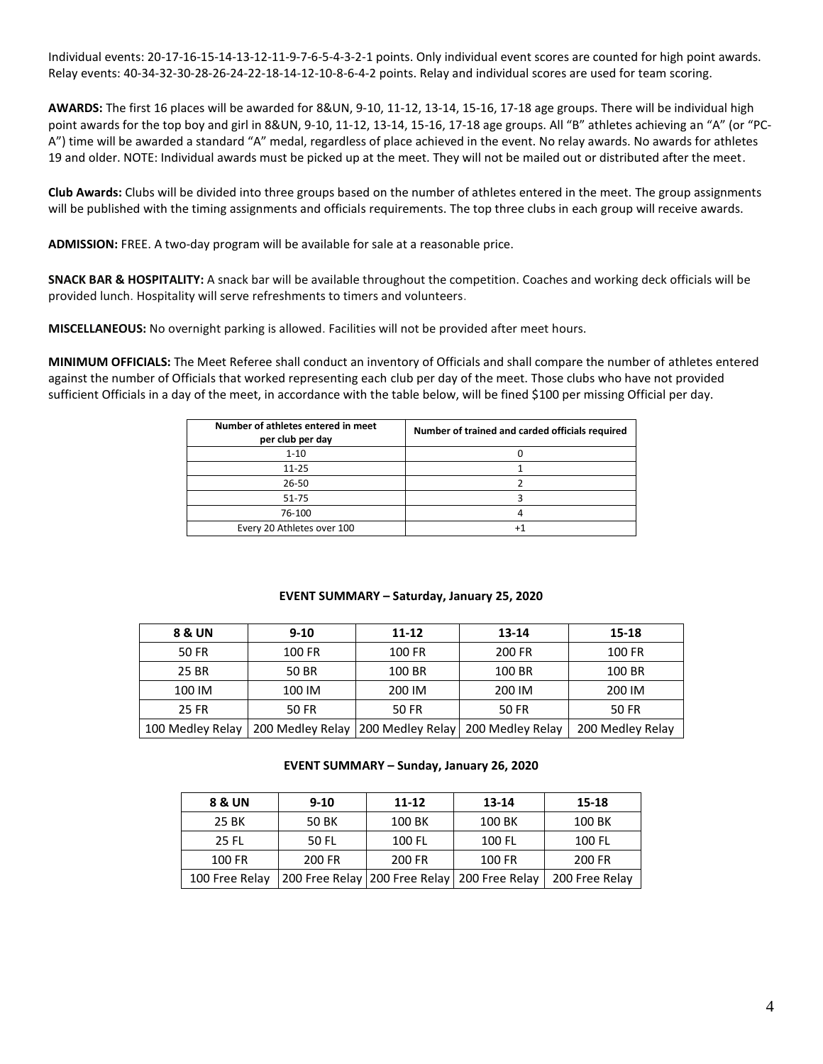Individual events: 20-17-16-15-14-13-12-11-9-7-6-5-4-3-2-1 points. Only individual event scores are counted for high point awards. Relay events: 40-34-32-30-28-26-24-22-18-14-12-10-8-6-4-2 points. Relay and individual scores are used for team scoring.

**AWARDS:** The first 16 places will be awarded for 8&UN, 9-10, 11-12, 13-14, 15-16, 17-18 age groups. There will be individual high point awards for the top boy and girl in 8&UN, 9-10, 11-12, 13-14, 15-16, 17-18 age groups. All "B" athletes achieving an "A" (or "PC-A") time will be awarded a standard "A" medal, regardless of place achieved in the event. No relay awards. No awards for athletes 19 and older. NOTE: Individual awards must be picked up at the meet. They will not be mailed out or distributed after the meet.

**Club Awards:** Clubs will be divided into three groups based on the number of athletes entered in the meet. The group assignments will be published with the timing assignments and officials requirements. The top three clubs in each group will receive awards.

**ADMISSION:** FREE. A two-day program will be available for sale at a reasonable price.

**SNACK BAR & HOSPITALITY:** A snack bar will be available throughout the competition. Coaches and working deck officials will be provided lunch. Hospitality will serve refreshments to timers and volunteers.

**MISCELLANEOUS:** No overnight parking is allowed. Facilities will not be provided after meet hours.

**MINIMUM OFFICIALS:** The Meet Referee shall conduct an inventory of Officials and shall compare the number of athletes entered against the number of Officials that worked representing each club per day of the meet. Those clubs who have not provided sufficient Officials in a day of the meet, in accordance with the table below, will be fined $100 per missing Official per day.

| Number of athletes entered in meet per club per day | Number of trained and carded officials required |
|---|---|
| 1-10 | 0 |
| 11-25 | 1 |
| 26-50 | 2 |
| 51-75 | 3 |
| 76-100 | 4 |
| Every 20 Athletes over 100 | +1 |

**EVENT SUMMARY – Saturday, January 25, 2020**

| 8 & UN | 9-10 | 11-12 | 13-14 | 15-18 |
|---|---|---|---|---|
| 50 FR | 100 FR | 100 FR | 200 FR | 100 FR |
| 25 BR | 50 BR | 100 BR | 100 BR | 100 BR |
| 100 IM | 100 IM | 200 IM | 200 IM | 200 IM |
| 25 FR | 50 FR | 50 FR | 50 FR | 50 FR |
| 100 Medley Relay | 200 Medley Relay | 200 Medley Relay | 200 Medley Relay | 200 Medley Relay |

**EVENT SUMMARY – Sunday, January 26, 2020**

| 8 & UN | 9-10 | 11-12 | 13-14 | 15-18 |
|---|---|---|---|---|
| 25 BK | 50 BK | 100 BK | 100 BK | 100 BK |
| 25 FL | 50 FL | 100 FL | 100 FL | 100 FL |
| 100 FR | 200 FR | 200 FR | 100 FR | 200 FR |
| 100 Free Relay | 200 Free Relay | 200 Free Relay | 200 Free Relay | 200 Free Relay |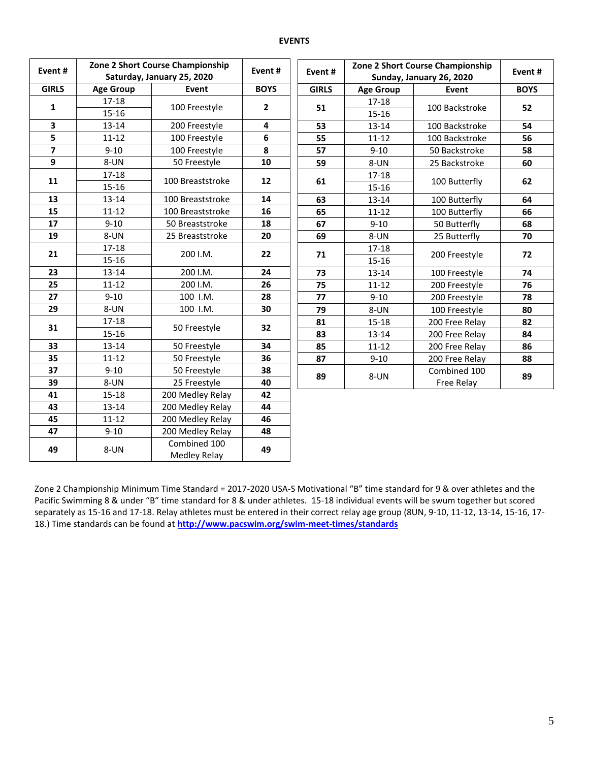**EVENTS**

| Event # | Zone 2 Short Course Championship Saturday, January 25, 2020 | | Event # |
|---|---|---|---|
| GIRLS | Age Group | Event | BOYS |
| 1 | 17-18<br>15-16 | 100 Freestyle | 2 |
| 3 | 13-14 | 200 Freestyle | 4 |
| 5 | 11-12 | 100 Freestyle | 6 |
| 7 | 9-10 | 100 Freestyle | 8 |
| 9 | 8-UN | 50 Freestyle | 10 |
| 11 | 17-18<br>15-16 | 100 Breaststroke | 12 |
| 13 | 13-14 | 100 Breaststroke | 14 |
| 15 | 11-12 | 100 Breaststroke | 16 |
| 17 | 9-10 | 50 Breaststroke | 18 |
| 19 | 8-UN | 25 Breaststroke | 20 |
| 21 | 17-18<br>15-16 | 200 I.M. | 22 |
| 23 | 13-14 | 200 I.M. | 24 |
| 25 | 11-12 | 200 I.M. | 26 |
| 27 | 9-10 | 100 I.M. | 28 |
| 29 | 8-UN | 100 I.M. | 30 |
| 31 | 17-18<br>15-16 | 50 Freestyle | 32 |
| 33 | 13-14 | 50 Freestyle | 34 |
| 35 | 11-12 | 50 Freestyle | 36 |
| 37 | 9-10 | 50 Freestyle | 38 |
| 39 | 8-UN | 25 Freestyle | 40 |
| 41 | 15-18 | 200 Medley Relay | 42 |
| 43 | 13-14 | 200 Medley Relay | 44 |
| 45 | 11-12 | 200 Medley Relay | 46 |
| 47 | 9-10 | 200 Medley Relay | 48 |
| 49 | 8-UN | Combined 100 Medley Relay | 49 |

| Event # | Zone 2 Short Course Championship Sunday, January 26, 2020 | | Event # |
|---|---|---|---|
| GIRLS | Age Group | Event | BOYS |
| 51 | 17-18<br>15-16 | 100 Backstroke | 52 |
| 53 | 13-14 | 100 Backstroke | 54 |
| 55 | 11-12 | 100 Backstroke | 56 |
| 57 | 9-10 | 50 Backstroke | 58 |
| 59 | 8-UN | 25 Backstroke | 60 |
| 61 | 17-18<br>15-16 | 100 Butterfly | 62 |
| 63 | 13-14 | 100 Butterfly | 64 |
| 65 | 11-12 | 100 Butterfly | 66 |
| 67 | 9-10 | 50 Butterfly | 68 |
| 69 | 8-UN | 25 Butterfly | 70 |
| 71 | 17-18<br>15-16 | 200 Freestyle | 72 |
| 73 | 13-14 | 100 Freestyle | 74 |
| 75 | 11-12 | 200 Freestyle | 76 |
| 77 | 9-10 | 200 Freestyle | 78 |
| 79 | 8-UN | 100 Freestyle | 80 |
| 81 | 15-18 | 200 Free Relay | 82 |
| 83 | 13-14 | 200 Free Relay | 84 |
| 85 | 11-12 | 200 Free Relay | 86 |
| 87 | 9-10 | 200 Free Relay | 88 |
| 89 | 8-UN | Combined 100 Free Relay | 89 |

Zone 2 Championship Minimum Time Standard = 2017-2020 USA-S Motivational "B" time standard for 9 & over athletes and the Pacific Swimming 8 & under "B" time standard for 8 & under athletes. 15-18 individual events will be swum together but scored separately as 15-16 and 17-18. Relay athletes must be entered in their correct relay age group (8UN, 9-10, 11-12, 13-14, 15-16, 17-18.) Time standards can be found at **http://www.pacswim.org/swim-meet-times/standards**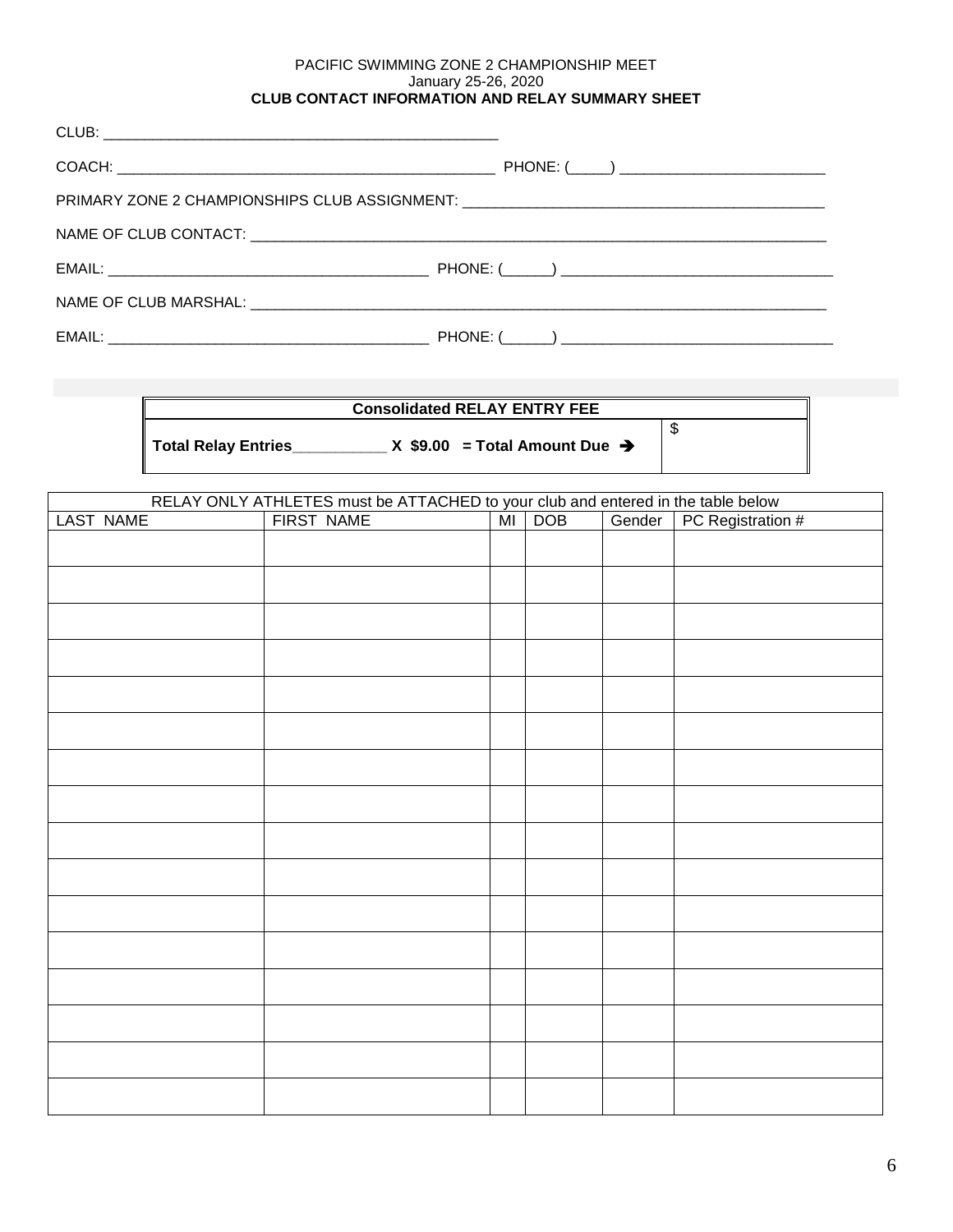PACIFIC SWIMMING ZONE 2 CHAMPIONSHIP MEET
January 25-26, 2020
**CLUB CONTACT INFORMATION AND RELAY SUMMARY SHEET**

CLUB: ___________________________________________________

COACH: ___________________________________________________ PHONE: (_____) _________________________

PRIMARY ZONE 2 CHAMPIONSHIPS CLUB ASSIGNMENT: ___________________________________________

NAME OF CLUB CONTACT: ___________________________________________________________________

EMAIL: _________________________________________ PHONE: (______) _________________________________

NAME OF CLUB MARSHAL: ___________________________________________________________________

EMAIL: _________________________________________ PHONE: (______) _________________________________

| Consolidated RELAY ENTRY FEE | |
|---|---|
| **Total Relay Entries___________ X $9.00 = Total Amount Due →** | $ |

| RELAY ONLY ATHLETES must be ATTACHED to your club and entered in the table below | | | | | |
|---|---|---|---|---|---|
| LAST NAME | FIRST NAME | MI | DOB | Gender | PC Registration # |
| | | | | | |
| | | | | | |
| | | | | | |
| | | | | | |
| | | | | | |
| | | | | | |
| | | | | | |
| | | | | | |
| | | | | | |
| | | | | | |
| | | | | | |
| | | | | | |
| | | | | | |
| | | | | | |
| | | | | | |
| | | | | | |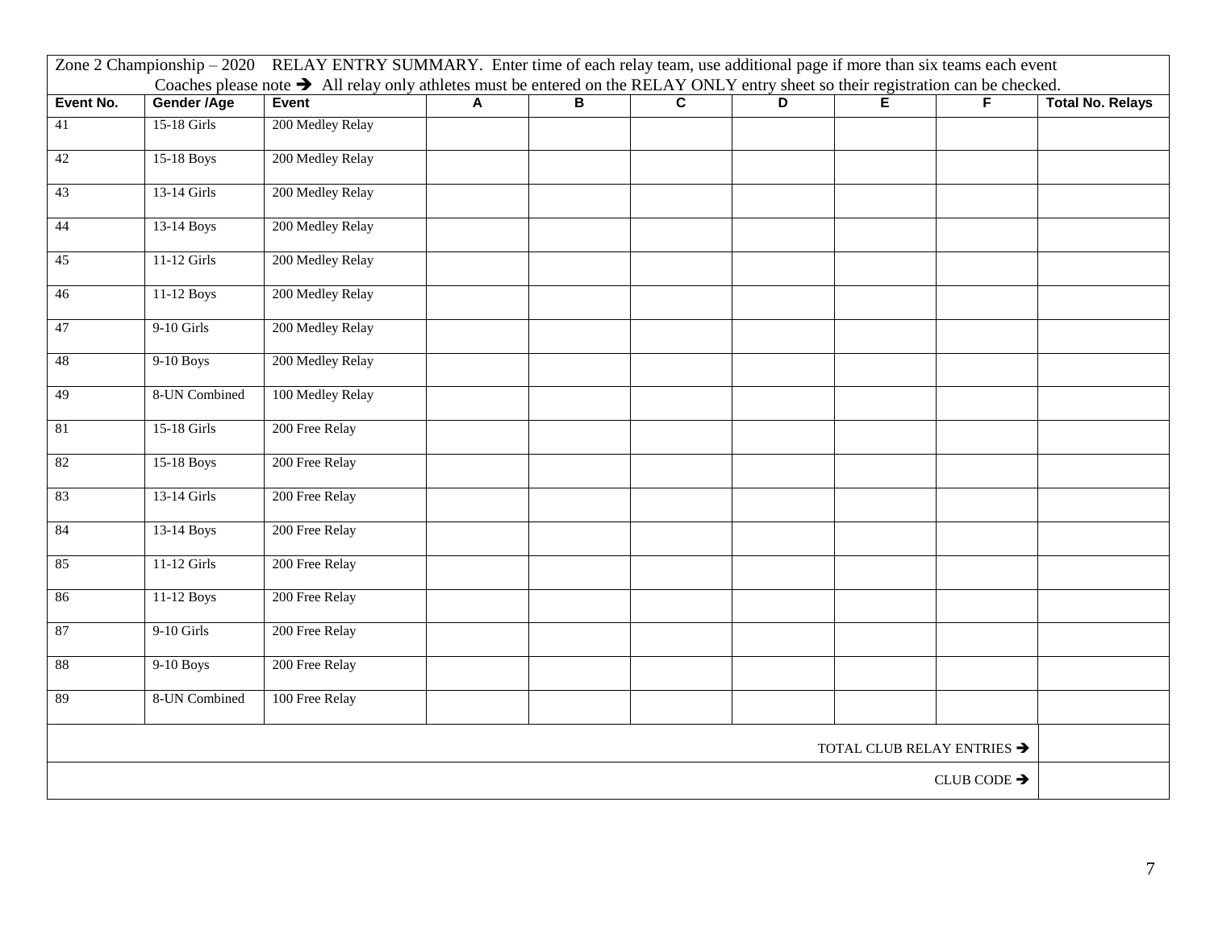Zone 2 Championship – 2020 RELAY ENTRY SUMMARY. Enter time of each relay team, use additional page if more than six teams each event

Coaches please note ➔ All relay only athletes must be entered on the RELAY ONLY entry sheet so their registration can be checked.

| Event No. | Gender /Age | Event | A | B | C | D | E | F | Total No. Relays |
|---|---|---|---|---|---|---|---|---|---|
| 41 | 15-18 Girls | 200 Medley Relay | | | | | | | |
| 42 | 15-18 Boys | 200 Medley Relay | | | | | | | |
| 43 | 13-14 Girls | 200 Medley Relay | | | | | | | |
| 44 | 13-14 Boys | 200 Medley Relay | | | | | | | |
| 45 | 11-12 Girls | 200 Medley Relay | | | | | | | |
| 46 | 11-12 Boys | 200 Medley Relay | | | | | | | |
| 47 | 9-10 Girls | 200 Medley Relay | | | | | | | |
| 48 | 9-10 Boys | 200 Medley Relay | | | | | | | |
| 49 | 8-UN Combined | 100 Medley Relay | | | | | | | |
| 81 | 15-18 Girls | 200 Free Relay | | | | | | | |
| 82 | 15-18 Boys | 200 Free Relay | | | | | | | |
| 83 | 13-14 Girls | 200 Free Relay | | | | | | | |
| 84 | 13-14 Boys | 200 Free Relay | | | | | | | |
| 85 | 11-12 Girls | 200 Free Relay | | | | | | | |
| 86 | 11-12 Boys | 200 Free Relay | | | | | | | |
| 87 | 9-10 Girls | 200 Free Relay | | | | | | | |
| 88 | 9-10 Boys | 200 Free Relay | | | | | | | |
| 89 | 8-UN Combined | 100 Free Relay | | | | | | | |
| | | | | | | | | TOTAL CLUB RELAY ENTRIES ➔ | |
| | | | | | | | | CLUB CODE ➔ | |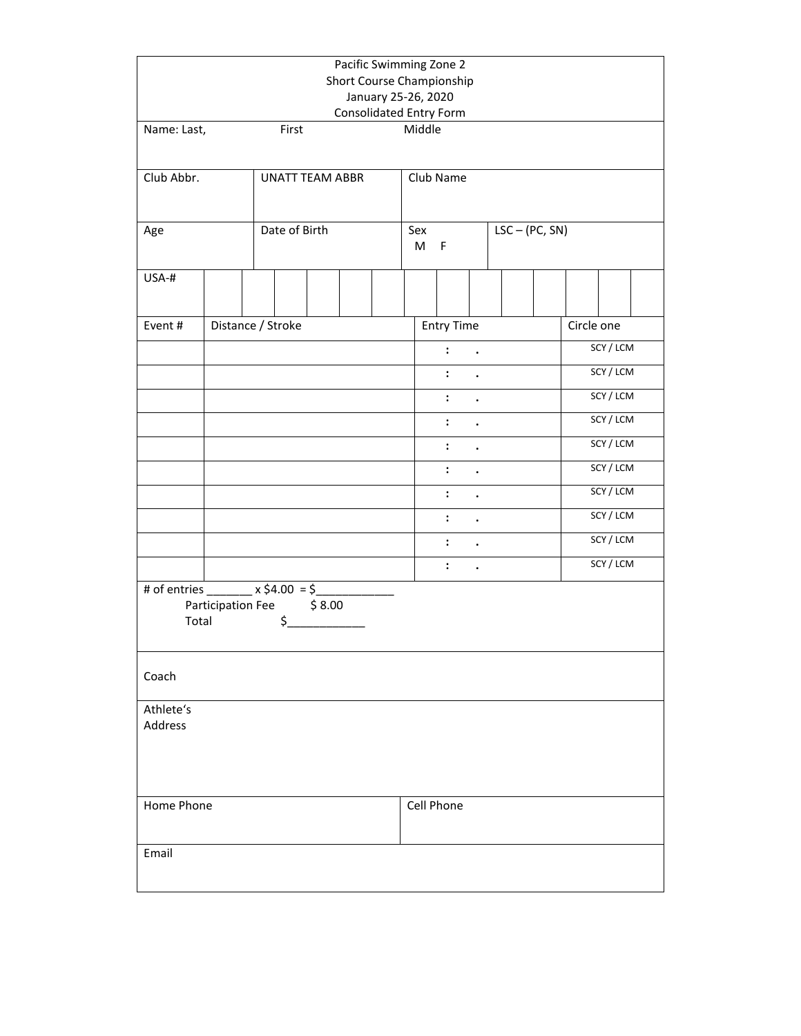Pacific Swimming Zone 2
Short Course Championship
January 25-26, 2020
Consolidated Entry Form

| Name: Last, | First | Middle | |
|---|---|---|---|
| Club Abbr. | UNATT TEAM ABBR | Club Name | |
| Age | Date of Birth | Sex M F | LSC – (PC, SN) |

| USA-# | | | | | | | | | | | | | | |
|---|---|---|---|---|---|---|---|---|---|---|---|---|---|---|

| Event # | Distance / Stroke | Entry Time | Circle one |
|---|---|---|---|
| | | : . | SCY / LCM |
| | | : . | SCY / LCM |
| | | : . | SCY / LCM |
| | | : . | SCY / LCM |
| | | : . | SCY / LCM |
| | | : . | SCY / LCM |
| | | : . | SCY / LCM |
| | | : . | SCY / LCM |
| | | : . | SCY / LCM |
| | | : . | SCY / LCM |

# of entries _______ x $4.00 = $____________
Participation Fee $ 8.00
Total $____________

Coach

Athlete's Address

| Home Phone | Cell Phone |
|---|---|
| | |

Email